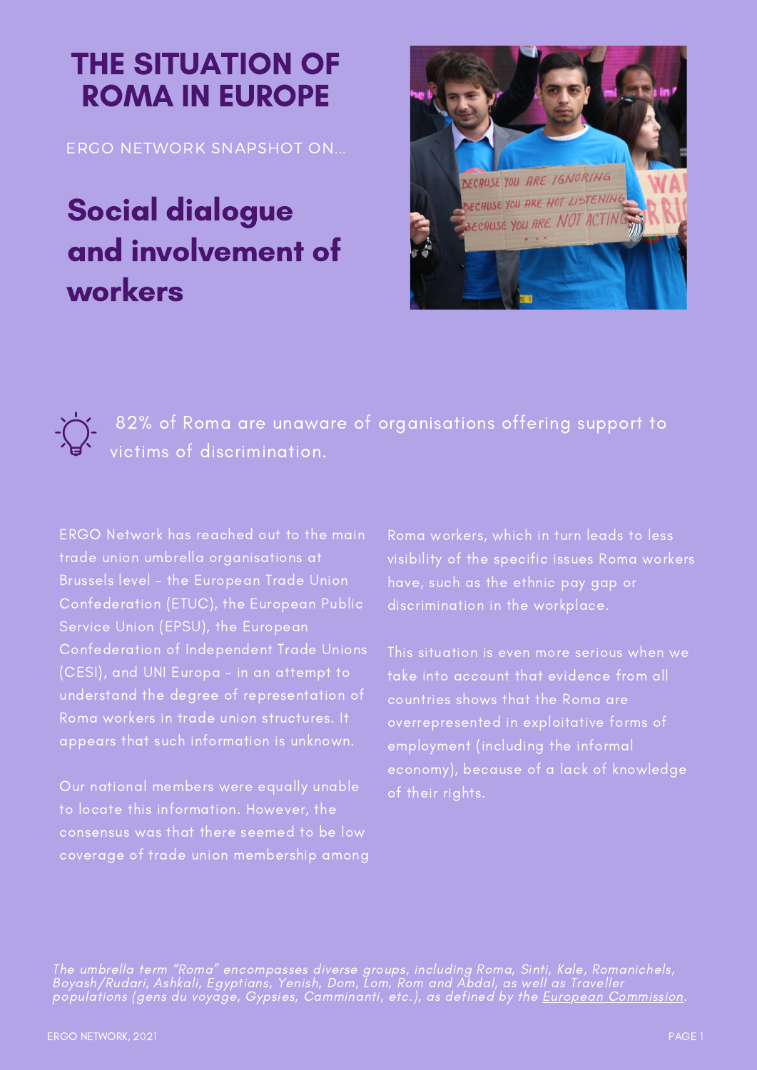# THE SITUATION OF ROMA IN EUROPE

ERGO NETWORK SNAPSHOT ON...

## Social dialogue and involvement of workers

82% of Roma are unaware of organisations offering support to victims of discrimination.

ERGO Network has reached out to the main trade union umbrella organisations at Brussels level – the European Trade Union Confederation (ETUC), the European Public Service Union (EPSU), the European Confederation of Independent Trade Unions (CESI), and UNI Europa – in an attempt to understand the degree of representation of Roma workers in trade union structures. It appears that such information is unknown.

Our national members were equally unable to locate this information. However, the consensus was that there seemed to be low coverage of trade union membership among Roma workers, which in turn leads to less visibility of the specific issues Roma workers have, such as the ethnic pay gap or discrimination in the workplace.

This situation is even more serious when we take into account that evidence from all countries shows that the Roma are overrepresented in exploitative forms of employment (including the informal economy), because of a lack of knowledge of their rights.

*The umbrella term "Roma" encompasses diverse groups, including Roma, Sinti, Kale, Romanichels, Boyash/Rudari, Ashkali, Egyptians, Yenish, Dom, Lom, Rom and Abdal, as well as Traveller populations (gens du voyage, Gypsies, Camminanti, etc.), as defined by the European Commission.*

ERGO NETWORK, 2021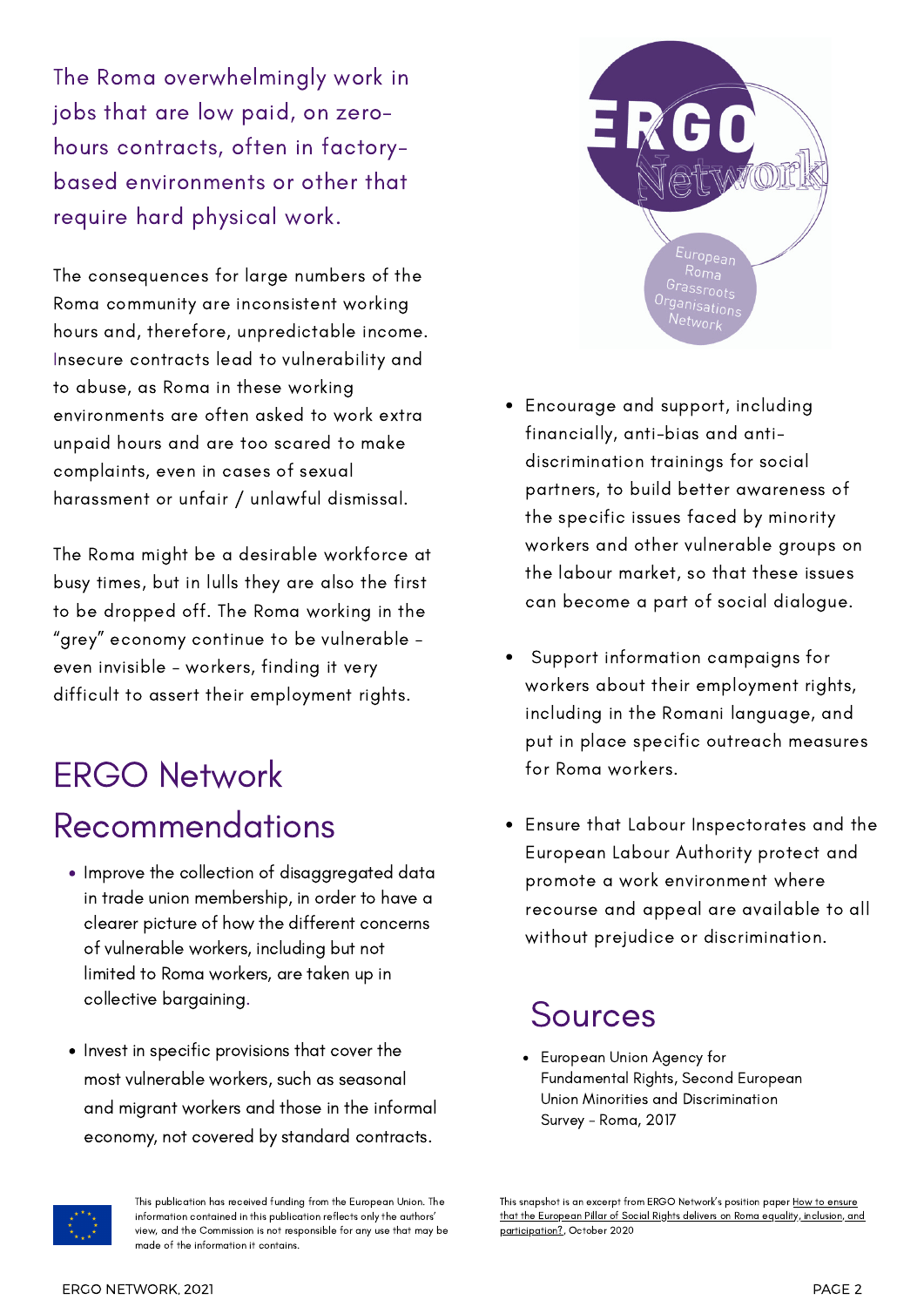The Roma overwhelmingly work in jobs that are low paid, on zero-hours contracts, often in factory-based environments or other that require hard physical work.

The consequences for large numbers of the Roma community are inconsistent working hours and, therefore, unpredictable income. Insecure contracts lead to vulnerability and to abuse, as Roma in these working environments are often asked to work extra unpaid hours and are too scared to make complaints, even in cases of sexual harassment or unfair / unlawful dismissal.

The Roma might be a desirable workforce at busy times, but in lulls they are also the first to be dropped off. The Roma working in the "grey" economy continue to be vulnerable - even invisible - workers, finding it very difficult to assert their employment rights.

## ERGO Network Recommendations

- Improve the collection of disaggregated data in trade union membership, in order to have a clearer picture of how the different concerns of vulnerable workers, including but not limited to Roma workers, are taken up in collective bargaining.
- Invest in specific provisions that cover the most vulnerable workers, such as seasonal and migrant workers and those in the informal economy, not covered by standard contracts.
- Encourage and support, including financially, anti-bias and anti-discrimination trainings for social partners, to build better awareness of the specific issues faced by minority workers and other vulnerable groups on the labour market, so that these issues can become a part of social dialogue.
- Support information campaigns for workers about their employment rights, including in the Romani language, and put in place specific outreach measures for Roma workers.
- Ensure that Labour Inspectorates and the European Labour Authority protect and promote a work environment where recourse and appeal are available to all without prejudice or discrimination.

## Sources

- European Union Agency for Fundamental Rights, Second European Union Minorities and Discrimination Survey - Roma, 2017

This publication has received funding from the European Union. The information contained in this publication reflects only the authors' view, and the Commission is not responsible for any use that may be made of the information it contains.

This snapshot is an excerpt from ERGO Network's position paper How to ensure that the European Pillar of Social Rights delivers on Roma equality, inclusion, and participation?, October 2020